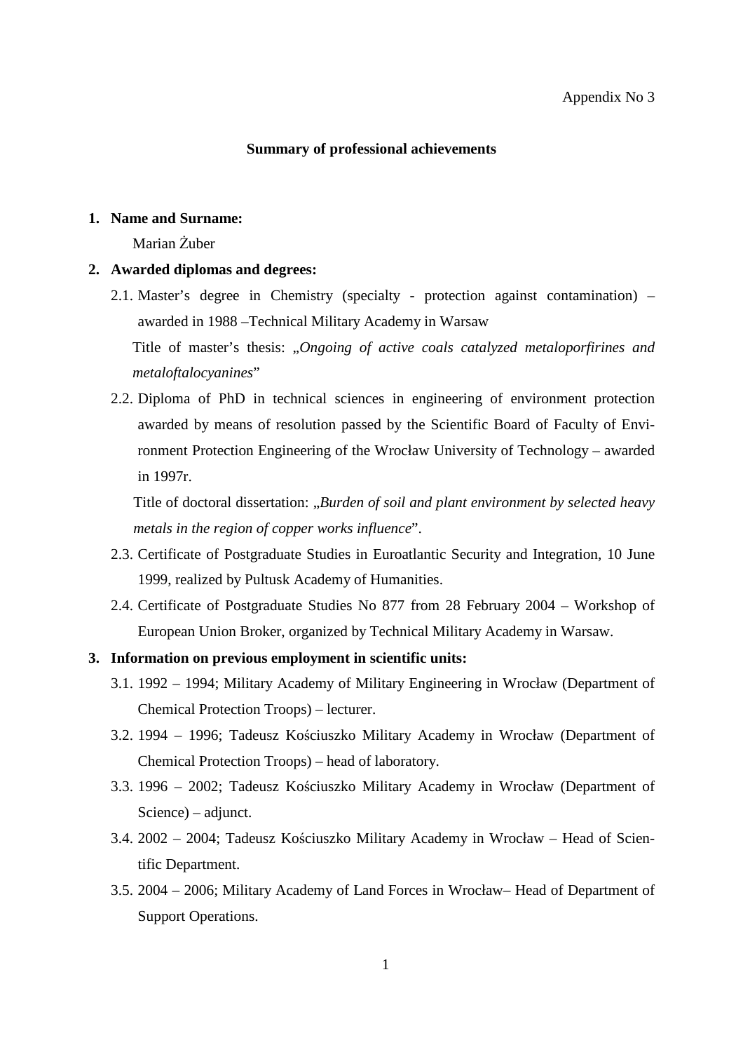Appendix No 3

## Summary of professional achievements

1. **Name and Surname:**

   Marian Żuber

2. **Awarded diplomas and degrees:**

   2.1. Master's degree in Chemistry (specialty - protection against contamination) – awarded in 1988 –Technical Military Academy in Warsaw

   Title of master's thesis: „*Ongoing of active coals catalyzed metaloporfirines and metaloftalocyanines*"

   2.2. Diploma of PhD in technical sciences in engineering of environment protection awarded by means of resolution passed by the Scientific Board of Faculty of Environment Protection Engineering of the Wrocław University of Technology – awarded in 1997r.

   Title of doctoral dissertation: „*Burden of soil and plant environment by selected heavy metals in the region of copper works influence*".

   2.3. Certificate of Postgraduate Studies in Euroatlantic Security and Integration, 10 June 1999, realized by Pultusk Academy of Humanities.

   2.4. Certificate of Postgraduate Studies No 877 from 28 February 2004 – Workshop of European Union Broker, organized by Technical Military Academy in Warsaw.

3. **Information on previous employment in scientific units:**

   3.1. 1992 – 1994; Military Academy of Military Engineering in Wrocław (Department of Chemical Protection Troops) – lecturer.

   3.2. 1994 – 1996; Tadeusz Kościuszko Military Academy in Wrocław (Department of Chemical Protection Troops) – head of laboratory.

   3.3. 1996 – 2002; Tadeusz Kościuszko Military Academy in Wrocław (Department of Science) – adjunct.

   3.4. 2002 – 2004; Tadeusz Kościuszko Military Academy in Wrocław – Head of Scientific Department.

   3.5. 2004 – 2006; Military Academy of Land Forces in Wrocław– Head of Department of Support Operations.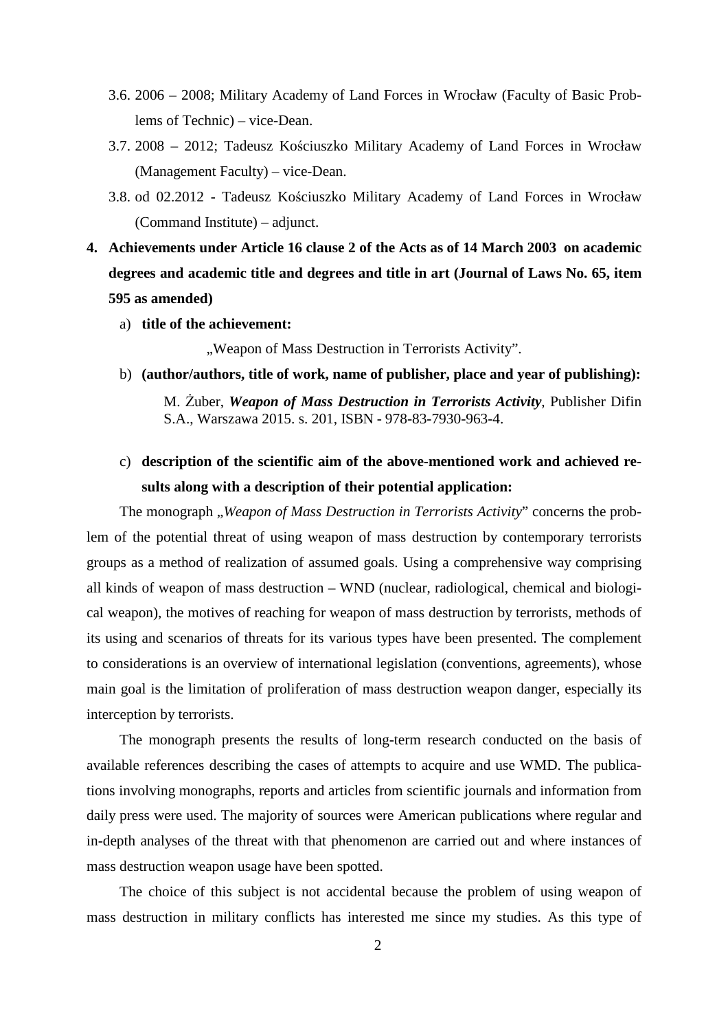3.6. 2006 – 2008; Military Academy of Land Forces in Wrocław (Faculty of Basic Problems of Technic) – vice-Dean.

3.7. 2008 – 2012; Tadeusz Kościuszko Military Academy of Land Forces in Wrocław (Management Faculty) – vice-Dean.

3.8. od 02.2012 - Tadeusz Kościuszko Military Academy of Land Forces in Wrocław (Command Institute) – adjunct.

**4. Achievements under Article 16 clause 2 of the Acts as of 14 March 2003 on academic degrees and academic title and degrees and title in art (Journal of Laws No. 65, item 595 as amended)**

a) **title of the achievement:**

„Weapon of Mass Destruction in Terrorists Activity".

b) **(author/authors, title of work, name of publisher, place and year of publishing):**

M. Żuber, ***Weapon of Mass Destruction in Terrorists Activity***, Publisher Difin S.A., Warszawa 2015. s. 201, ISBN - 978-83-7930-963-4.

c) **description of the scientific aim of the above-mentioned work and achieved results along with a description of their potential application:**

The monograph „*Weapon of Mass Destruction in Terrorists Activity*" concerns the problem of the potential threat of using weapon of mass destruction by contemporary terrorists groups as a method of realization of assumed goals. Using a comprehensive way comprising all kinds of weapon of mass destruction – WND (nuclear, radiological, chemical and biological weapon), the motives of reaching for weapon of mass destruction by terrorists, methods of its using and scenarios of threats for its various types have been presented. The complement to considerations is an overview of international legislation (conventions, agreements), whose main goal is the limitation of proliferation of mass destruction weapon danger, especially its interception by terrorists.

The monograph presents the results of long-term research conducted on the basis of available references describing the cases of attempts to acquire and use WMD. The publications involving monographs, reports and articles from scientific journals and information from daily press were used. The majority of sources were American publications where regular and in-depth analyses of the threat with that phenomenon are carried out and where instances of mass destruction weapon usage have been spotted.

The choice of this subject is not accidental because the problem of using weapon of mass destruction in military conflicts has interested me since my studies. As this type of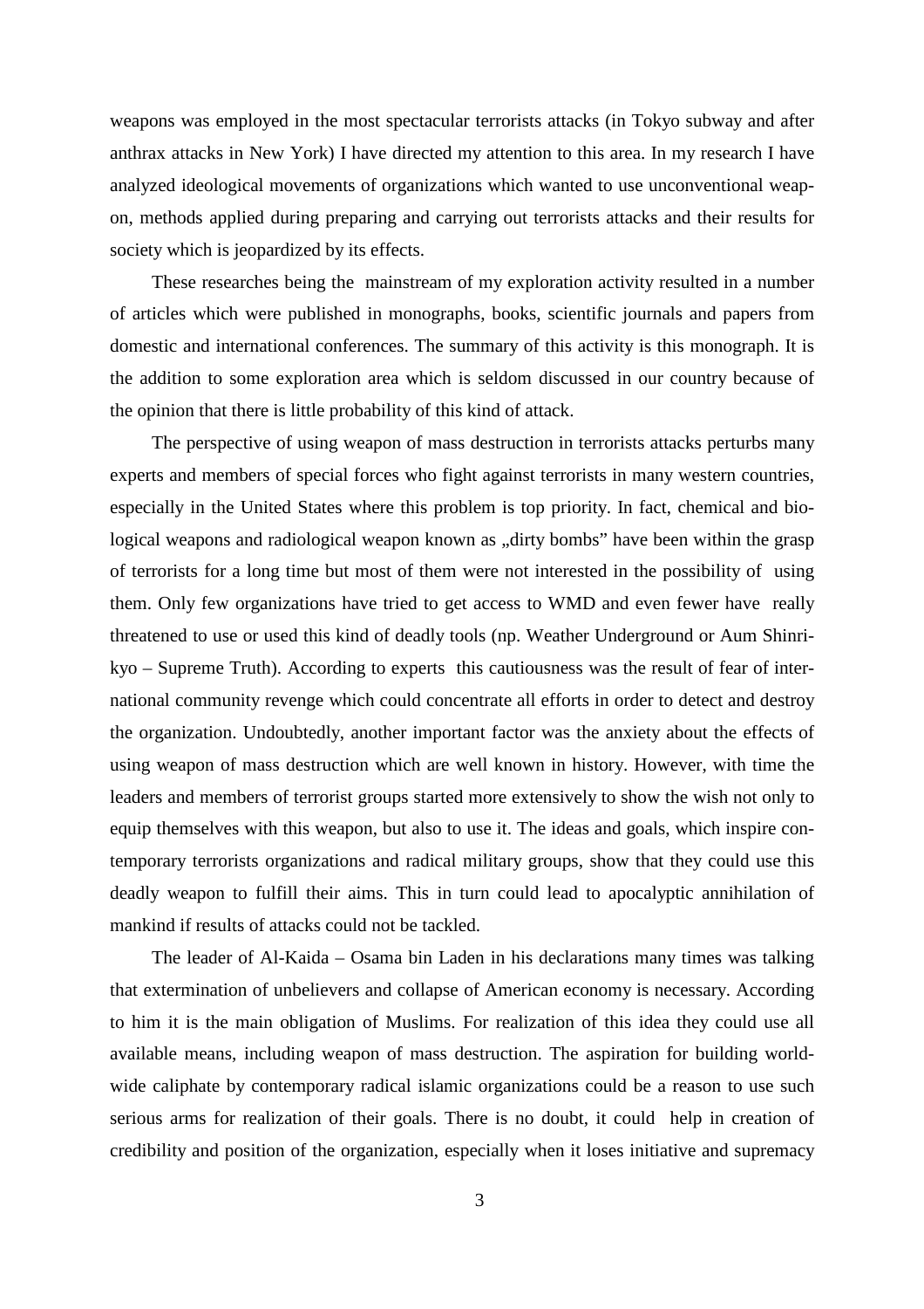weapons was employed in the most spectacular terrorists attacks (in Tokyo subway and after anthrax attacks in New York) I have directed my attention to this area. In my research I have analyzed ideological movements of organizations which wanted to use unconventional weapon, methods applied during preparing and carrying out terrorists attacks and their results for society which is jeopardized by its effects.

These researches being the mainstream of my exploration activity resulted in a number of articles which were published in monographs, books, scientific journals and papers from domestic and international conferences. The summary of this activity is this monograph. It is the addition to some exploration area which is seldom discussed in our country because of the opinion that there is little probability of this kind of attack.

The perspective of using weapon of mass destruction in terrorists attacks perturbs many experts and members of special forces who fight against terrorists in many western countries, especially in the United States where this problem is top priority. In fact, chemical and biological weapons and radiological weapon known as „dirty bombs" have been within the grasp of terrorists for a long time but most of them were not interested in the possibility of using them. Only few organizations have tried to get access to WMD and even fewer have really threatened to use or used this kind of deadly tools (np. Weather Underground or Aum Shinrikyo – Supreme Truth). According to experts this cautiousness was the result of fear of international community revenge which could concentrate all efforts in order to detect and destroy the organization. Undoubtedly, another important factor was the anxiety about the effects of using weapon of mass destruction which are well known in history. However, with time the leaders and members of terrorist groups started more extensively to show the wish not only to equip themselves with this weapon, but also to use it. The ideas and goals, which inspire contemporary terrorists organizations and radical military groups, show that they could use this deadly weapon to fulfill their aims. This in turn could lead to apocalyptic annihilation of mankind if results of attacks could not be tackled.

The leader of Al-Kaida – Osama bin Laden in his declarations many times was talking that extermination of unbelievers and collapse of American economy is necessary. According to him it is the main obligation of Muslims. For realization of this idea they could use all available means, including weapon of mass destruction. The aspiration for building worldwide caliphate by contemporary radical islamic organizations could be a reason to use such serious arms for realization of their goals. There is no doubt, it could help in creation of credibility and position of the organization, especially when it loses initiative and supremacy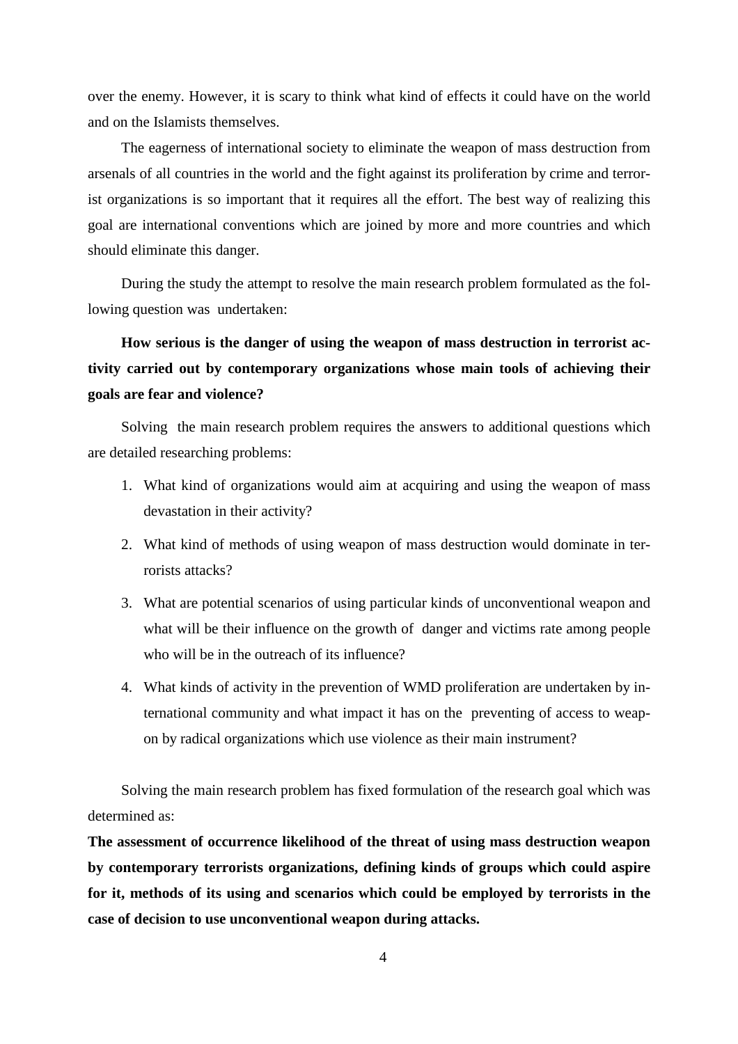over the enemy. However, it is scary to think what kind of effects it could have on the world and on the Islamists themselves.

The eagerness of international society to eliminate the weapon of mass destruction from arsenals of all countries in the world and the fight against its proliferation by crime and terrorist organizations is so important that it requires all the effort. The best way of realizing this goal are international conventions which are joined by more and more countries and which should eliminate this danger.

During the study the attempt to resolve the main research problem formulated as the following question was undertaken:

**How serious is the danger of using the weapon of mass destruction in terrorist activity carried out by contemporary organizations whose main tools of achieving their goals are fear and violence?**

Solving the main research problem requires the answers to additional questions which are detailed researching problems:

1. What kind of organizations would aim at acquiring and using the weapon of mass devastation in their activity?
2. What kind of methods of using weapon of mass destruction would dominate in terrorists attacks?
3. What are potential scenarios of using particular kinds of unconventional weapon and what will be their influence on the growth of danger and victims rate among people who will be in the outreach of its influence?
4. What kinds of activity in the prevention of WMD proliferation are undertaken by international community and what impact it has on the preventing of access to weapon by radical organizations which use violence as their main instrument?

Solving the main research problem has fixed formulation of the research goal which was determined as:

**The assessment of occurrence likelihood of the threat of using mass destruction weapon by contemporary terrorists organizations, defining kinds of groups which could aspire for it, methods of its using and scenarios which could be employed by terrorists in the case of decision to use unconventional weapon during attacks.**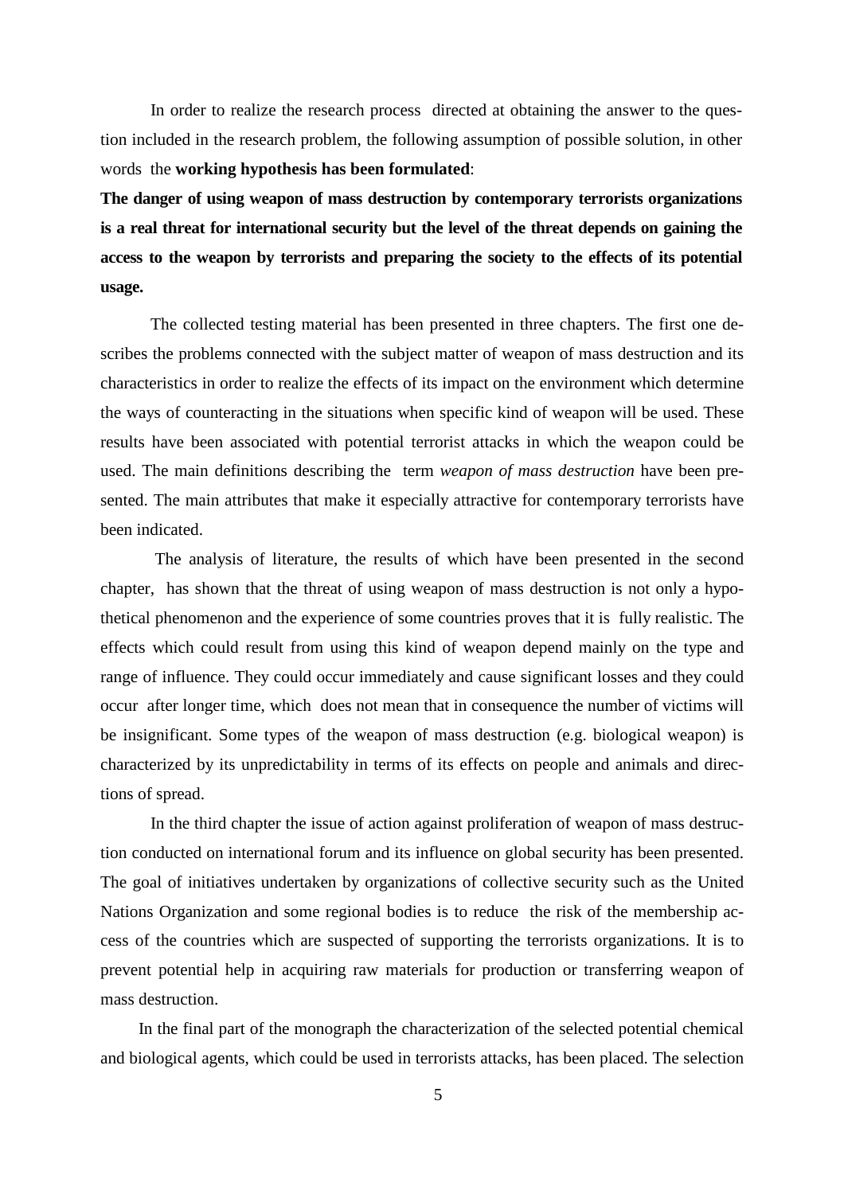In order to realize the research process directed at obtaining the answer to the question included in the research problem, the following assumption of possible solution, in other words the **working hypothesis has been formulated**:

**The danger of using weapon of mass destruction by contemporary terrorists organizations is a real threat for international security but the level of the threat depends on gaining the access to the weapon by terrorists and preparing the society to the effects of its potential usage.**

The collected testing material has been presented in three chapters. The first one describes the problems connected with the subject matter of weapon of mass destruction and its characteristics in order to realize the effects of its impact on the environment which determine the ways of counteracting in the situations when specific kind of weapon will be used. These results have been associated with potential terrorist attacks in which the weapon could be used. The main definitions describing the term *weapon of mass destruction* have been presented. The main attributes that make it especially attractive for contemporary terrorists have been indicated.

The analysis of literature, the results of which have been presented in the second chapter, has shown that the threat of using weapon of mass destruction is not only a hypothetical phenomenon and the experience of some countries proves that it is fully realistic. The effects which could result from using this kind of weapon depend mainly on the type and range of influence. They could occur immediately and cause significant losses and they could occur after longer time, which does not mean that in consequence the number of victims will be insignificant. Some types of the weapon of mass destruction (e.g. biological weapon) is characterized by its unpredictability in terms of its effects on people and animals and directions of spread.

In the third chapter the issue of action against proliferation of weapon of mass destruction conducted on international forum and its influence on global security has been presented. The goal of initiatives undertaken by organizations of collective security such as the United Nations Organization and some regional bodies is to reduce the risk of the membership access of the countries which are suspected of supporting the terrorists organizations. It is to prevent potential help in acquiring raw materials for production or transferring weapon of mass destruction.

In the final part of the monograph the characterization of the selected potential chemical and biological agents, which could be used in terrorists attacks, has been placed. The selection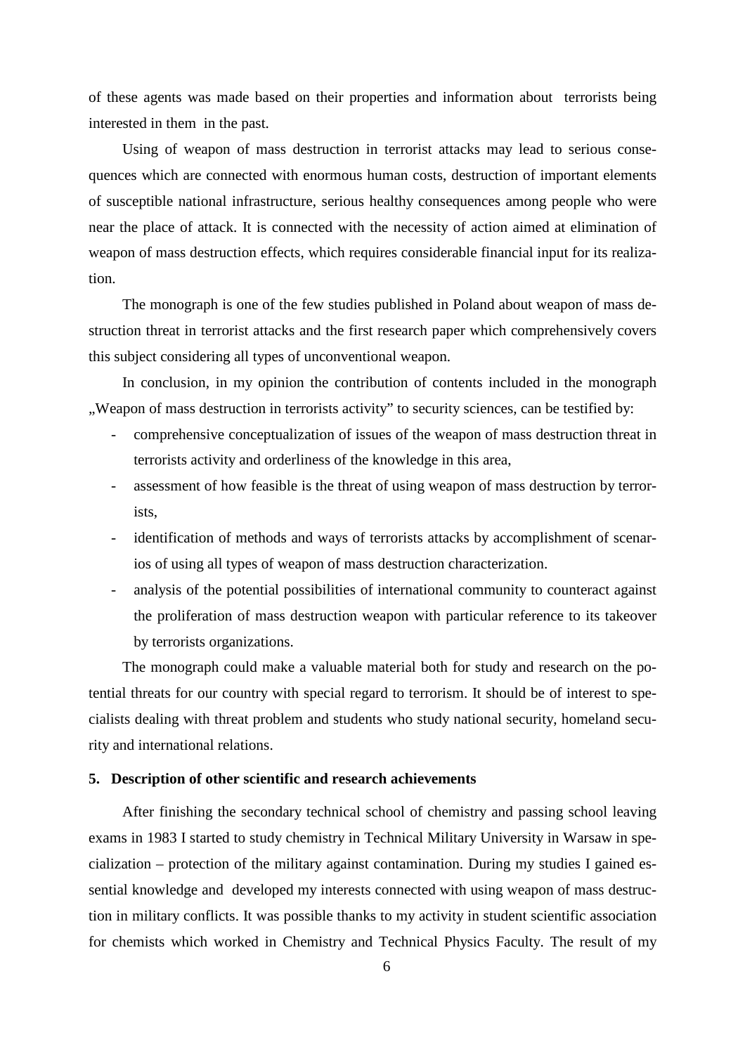of these agents was made based on their properties and information about terrorists being interested in them in the past.

Using of weapon of mass destruction in terrorist attacks may lead to serious consequences which are connected with enormous human costs, destruction of important elements of susceptible national infrastructure, serious healthy consequences among people who were near the place of attack. It is connected with the necessity of action aimed at elimination of weapon of mass destruction effects, which requires considerable financial input for its realization.

The monograph is one of the few studies published in Poland about weapon of mass destruction threat in terrorist attacks and the first research paper which comprehensively covers this subject considering all types of unconventional weapon.

In conclusion, in my opinion the contribution of contents included in the monograph „Weapon of mass destruction in terrorists activity" to security sciences, can be testified by:

- comprehensive conceptualization of issues of the weapon of mass destruction threat in terrorists activity and orderliness of the knowledge in this area,
- assessment of how feasible is the threat of using weapon of mass destruction by terrorists,
- identification of methods and ways of terrorists attacks by accomplishment of scenarios of using all types of weapon of mass destruction characterization.
- analysis of the potential possibilities of international community to counteract against the proliferation of mass destruction weapon with particular reference to its takeover by terrorists organizations.

The monograph could make a valuable material both for study and research on the potential threats for our country with special regard to terrorism. It should be of interest to specialists dealing with threat problem and students who study national security, homeland security and international relations.

## 5. Description of other scientific and research achievements

After finishing the secondary technical school of chemistry and passing school leaving exams in 1983 I started to study chemistry in Technical Military University in Warsaw in specialization – protection of the military against contamination. During my studies I gained essential knowledge and developed my interests connected with using weapon of mass destruction in military conflicts. It was possible thanks to my activity in student scientific association for chemists which worked in Chemistry and Technical Physics Faculty. The result of my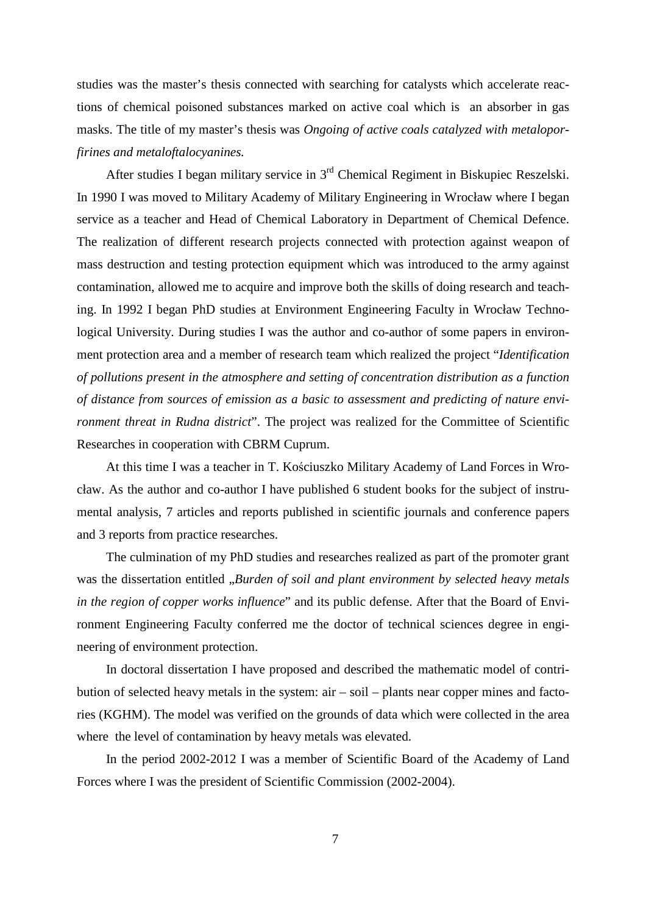studies was the master's thesis connected with searching for catalysts which accelerate reactions of chemical poisoned substances marked on active coal which is an absorber in gas masks. The title of my master's thesis was *Ongoing of active coals catalyzed with metaloporfirines and metaloftalocyanines.*

After studies I began military service in 3rd Chemical Regiment in Biskupiec Reszelski. In 1990 I was moved to Military Academy of Military Engineering in Wrocław where I began service as a teacher and Head of Chemical Laboratory in Department of Chemical Defence. The realization of different research projects connected with protection against weapon of mass destruction and testing protection equipment which was introduced to the army against contamination, allowed me to acquire and improve both the skills of doing research and teaching. In 1992 I began PhD studies at Environment Engineering Faculty in Wrocław Technological University. During studies I was the author and co-author of some papers in environment protection area and a member of research team which realized the project "*Identification of pollutions present in the atmosphere and setting of concentration distribution as a function of distance from sources of emission as a basic to assessment and predicting of nature environment threat in Rudna district*". The project was realized for the Committee of Scientific Researches in cooperation with CBRM Cuprum.

At this time I was a teacher in T. Kościuszko Military Academy of Land Forces in Wrocław. As the author and co-author I have published 6 student books for the subject of instrumental analysis, 7 articles and reports published in scientific journals and conference papers and 3 reports from practice researches.

The culmination of my PhD studies and researches realized as part of the promoter grant was the dissertation entitled „*Burden of soil and plant environment by selected heavy metals in the region of copper works influence*" and its public defense. After that the Board of Environment Engineering Faculty conferred me the doctor of technical sciences degree in engineering of environment protection.

In doctoral dissertation I have proposed and described the mathematic model of contribution of selected heavy metals in the system: air – soil – plants near copper mines and factories (KGHM). The model was verified on the grounds of data which were collected in the area where the level of contamination by heavy metals was elevated.

In the period 2002-2012 I was a member of Scientific Board of the Academy of Land Forces where I was the president of Scientific Commission (2002-2004).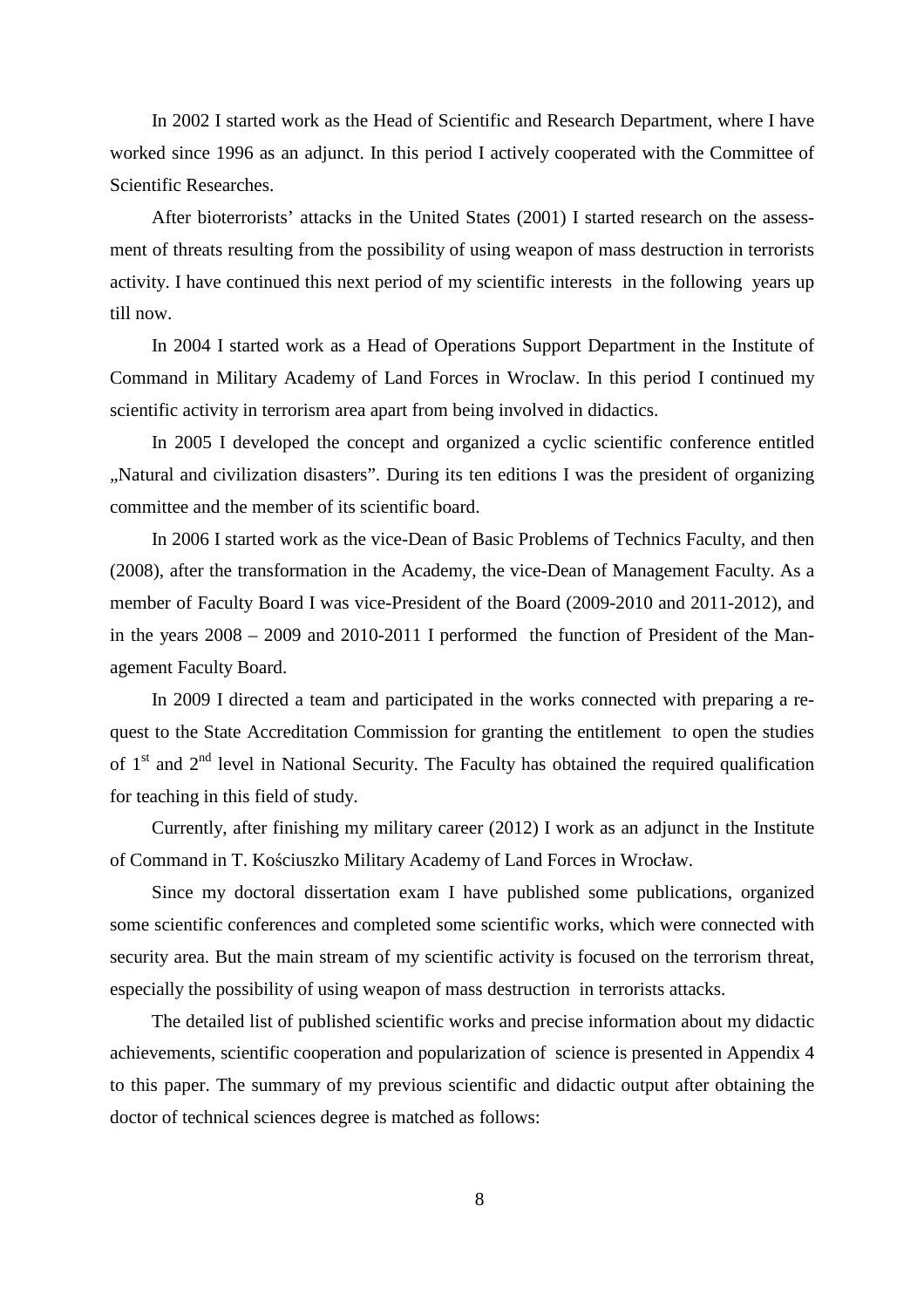In 2002 I started work as the Head of Scientific and Research Department, where I have worked since 1996 as an adjunct. In this period I actively cooperated with the Committee of Scientific Researches.

After bioterrorists' attacks in the United States (2001) I started research on the assessment of threats resulting from the possibility of using weapon of mass destruction in terrorists activity. I have continued this next period of my scientific interests in the following years up till now.

In 2004 I started work as a Head of Operations Support Department in the Institute of Command in Military Academy of Land Forces in Wroclaw. In this period I continued my scientific activity in terrorism area apart from being involved in didactics.

In 2005 I developed the concept and organized a cyclic scientific conference entitled „Natural and civilization disasters". During its ten editions I was the president of organizing committee and the member of its scientific board.

In 2006 I started work as the vice-Dean of Basic Problems of Technics Faculty, and then (2008), after the transformation in the Academy, the vice-Dean of Management Faculty. As a member of Faculty Board I was vice-President of the Board (2009-2010 and 2011-2012), and in the years 2008 – 2009 and 2010-2011 I performed the function of President of the Management Faculty Board.

In 2009 I directed a team and participated in the works connected with preparing a request to the State Accreditation Commission for granting the entitlement to open the studies of 1st and 2nd level in National Security. The Faculty has obtained the required qualification for teaching in this field of study.

Currently, after finishing my military career (2012) I work as an adjunct in the Institute of Command in T. Kościuszko Military Academy of Land Forces in Wrocław.

Since my doctoral dissertation exam I have published some publications, organized some scientific conferences and completed some scientific works, which were connected with security area. But the main stream of my scientific activity is focused on the terrorism threat, especially the possibility of using weapon of mass destruction in terrorists attacks.

The detailed list of published scientific works and precise information about my didactic achievements, scientific cooperation and popularization of science is presented in Appendix 4 to this paper. The summary of my previous scientific and didactic output after obtaining the doctor of technical sciences degree is matched as follows: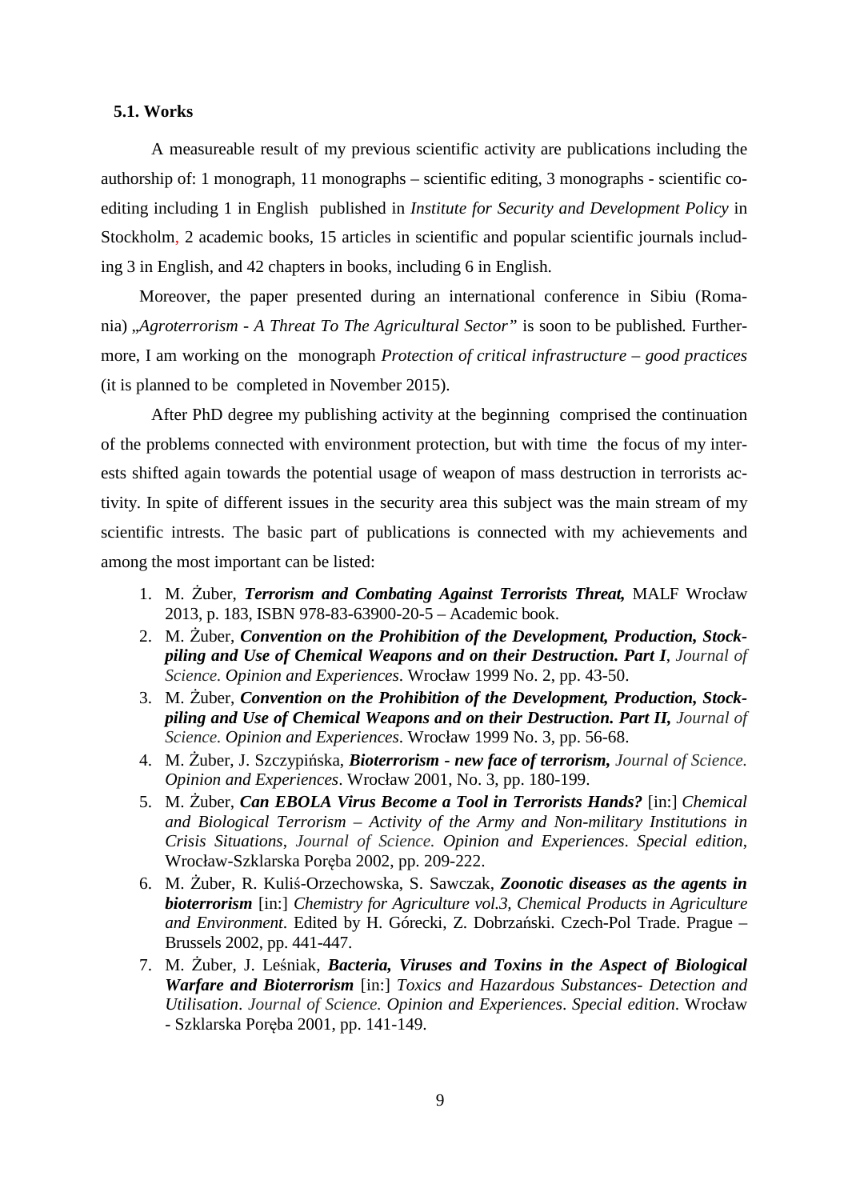**5.1. Works**

A measureable result of my previous scientific activity are publications including the authorship of: 1 monograph, 11 monographs – scientific editing, 3 monographs - scientific co-editing including 1 in English published in *Institute for Security and Development Policy* in Stockholm, 2 academic books, 15 articles in scientific and popular scientific journals including 3 in English, and 42 chapters in books, including 6 in English.

Moreover, the paper presented during an international conference in Sibiu (Romania) *„Agroterrorism - A Threat To The Agricultural Sector"* is soon to be published. Furthermore, I am working on the monograph *Protection of critical infrastructure – good practices* (it is planned to be completed in November 2015).

After PhD degree my publishing activity at the beginning comprised the continuation of the problems connected with environment protection, but with time the focus of my interests shifted again towards the potential usage of weapon of mass destruction in terrorists activity. In spite of different issues in the security area this subject was the main stream of my scientific intrests. The basic part of publications is connected with my achievements and among the most important can be listed:

1. M. Żuber, ***Terrorism and Combating Against Terrorists Threat,*** MALF Wrocław 2013, p. 183, ISBN 978-83-63900-20-5 – Academic book.
2. M. Żuber, ***Convention on the Prohibition of the Development, Production, Stockpiling and Use of Chemical Weapons and on their Destruction. Part I***, *Journal of Science. Opinion and Experiences*. Wrocław 1999 No. 2, pp. 43-50.
3. M. Żuber, ***Convention on the Prohibition of the Development, Production, Stockpiling and Use of Chemical Weapons and on their Destruction. Part II,*** *Journal of Science. Opinion and Experiences*. Wrocław 1999 No. 3, pp. 56-68.
4. M. Żuber, J. Szczypińska, ***Bioterrorism - new face of terrorism,*** *Journal of Science. Opinion and Experiences*. Wrocław 2001, No. 3, pp. 180-199.
5. M. Żuber, ***Can EBOLA Virus Become a Tool in Terrorists Hands?*** [in:] *Chemical and Biological Terrorism – Activity of the Army and Non-military Institutions in Crisis Situations*, *Journal of Science. Opinion and Experiences*. *Special edition*, Wrocław-Szklarska Poręba 2002, pp. 209-222.
6. M. Żuber, R. Kuliś-Orzechowska, S. Sawczak, ***Zoonotic diseases as the agents in bioterrorism*** [in:] *Chemistry for Agriculture vol.3, Chemical Products in Agriculture and Environment*. Edited by H. Górecki, Z. Dobrzański. Czech-Pol Trade. Prague – Brussels 2002, pp. 441-447.
7. M. Żuber, J. Leśniak, ***Bacteria, Viruses and Toxins in the Aspect of Biological Warfare and Bioterrorism*** [in:] *Toxics and Hazardous Substances- Detection and Utilisation*. *Journal of Science. Opinion and Experiences*. *Special edition*. Wrocław - Szklarska Poręba 2001, pp. 141-149.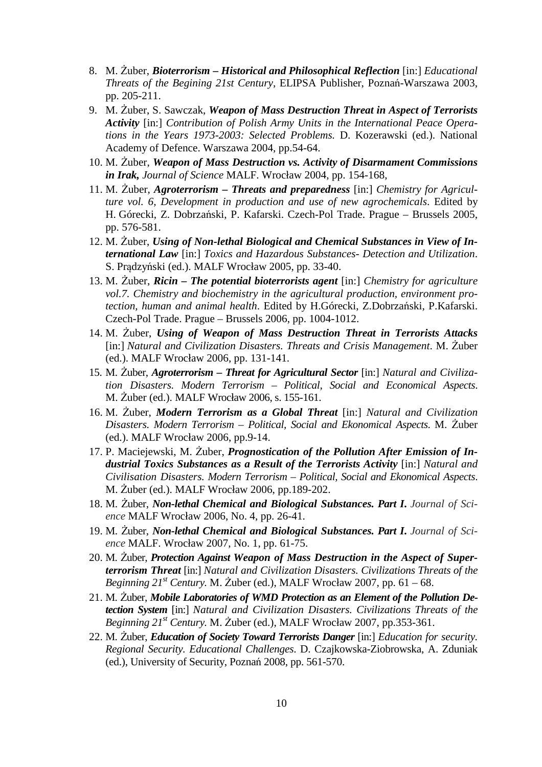8. M. Żuber, ***Bioterrorism – Historical and Philosophical Reflection*** [in:] *Educational Threats of the Begining 21st Century*, ELIPSA Publisher, Poznań-Warszawa 2003, pp. 205-211.
9. M. Żuber, S. Sawczak, ***Weapon of Mass Destruction Threat in Aspect of Terrorists Activity*** [in:] *Contribution of Polish Army Units in the International Peace Operations in the Years 1973-2003: Selected Problems.* D. Kozerawski (ed.). National Academy of Defence. Warszawa 2004, pp.54-64.
10. M. Żuber, ***Weapon of Mass Destruction vs. Activity of Disarmament Commissions in Irak,*** *Journal of Science* MALF. Wrocław 2004, pp. 154-168,
11. M. Żuber, ***Agroterrorism – Threats and preparedness*** [in:] *Chemistry for Agriculture vol. 6, Development in production and use of new agrochemicals*. Edited by H. Górecki, Z. Dobrzański, P. Kafarski. Czech-Pol Trade. Prague – Brussels 2005, pp. 576-581.
12. M. Żuber, ***Using of Non-lethal Biological and Chemical Substances in View of International Law*** [in:] *Toxics and Hazardous Substances- Detection and Utilization*. S. Prądzyński (ed.). MALF Wrocław 2005, pp. 33-40.
13. M. Żuber, ***Ricin – The potential bioterrorists agent*** [in:] *Chemistry for agriculture vol.7. Chemistry and biochemistry in the agricultural production, environment protection, human and animal health*. Edited by H.Górecki, Z.Dobrzański, P.Kafarski. Czech-Pol Trade. Prague – Brussels 2006, pp. 1004-1012.
14. M. Żuber, ***Using of Weapon of Mass Destruction Threat in Terrorists Attacks*** [in:] *Natural and Civilization Disasters. Threats and Crisis Management*. M. Żuber (ed.). MALF Wrocław 2006, pp. 131-141.
15. M. Żuber, ***Agroterrorism – Threat for Agricultural Sector*** [in:] *Natural and Civilization Disasters. Modern Terrorism – Political, Social and Economical Aspects*. M. Żuber (ed.). MALF Wrocław 2006, s. 155-161.
16. M. Żuber, ***Modern Terrorism as a Global Threat*** [in:] *Natural and Civilization Disasters. Modern Terrorism – Political, Social and Ekonomical Aspects.* M. Żuber (ed.). MALF Wrocław 2006, pp.9-14.
17. P. Maciejewski, M. Żuber, ***Prognostication of the Pollution After Emission of Industrial Toxics Substances as a Result of the Terrorists Activity*** [in:] *Natural and Civilisation Disasters. Modern Terrorism – Political, Social and Ekonomical Aspects*. M. Żuber (ed.). MALF Wrocław 2006, pp.189-202.
18. M. Żuber, ***Non-lethal Chemical and Biological Substances. Part I.*** *Journal of Science* MALF Wrocław 2006, No. 4, pp. 26-41.
19. M. Żuber, ***Non-lethal Chemical and Biological Substances. Part I.*** *Journal of Science* MALF. Wrocław 2007, No. 1, pp. 61-75.
20. M. Żuber, ***Protection Against Weapon of Mass Destruction in the Aspect of Superterrorism Threat*** [in:] *Natural and Civilization Disasters. Civilizations Threats of the Beginning 21st Century.* M. Żuber (ed.), MALF Wrocław 2007, pp. 61 – 68.
21. M. Żuber, ***Mobile Laboratories of WMD Protection as an Element of the Pollution Detection System*** [in:] *Natural and Civilization Disasters. Civilizations Threats of the Beginning 21st Century.* M. Żuber (ed.), MALF Wrocław 2007, pp.353-361.
22. M. Żuber, ***Education of Society Toward Terrorists Danger*** [in:] *Education for security. Regional Security. Educational Challenges*. D. Czajkowska-Ziobrowska, A. Zduniak (ed.), University of Security, Poznań 2008, pp. 561-570.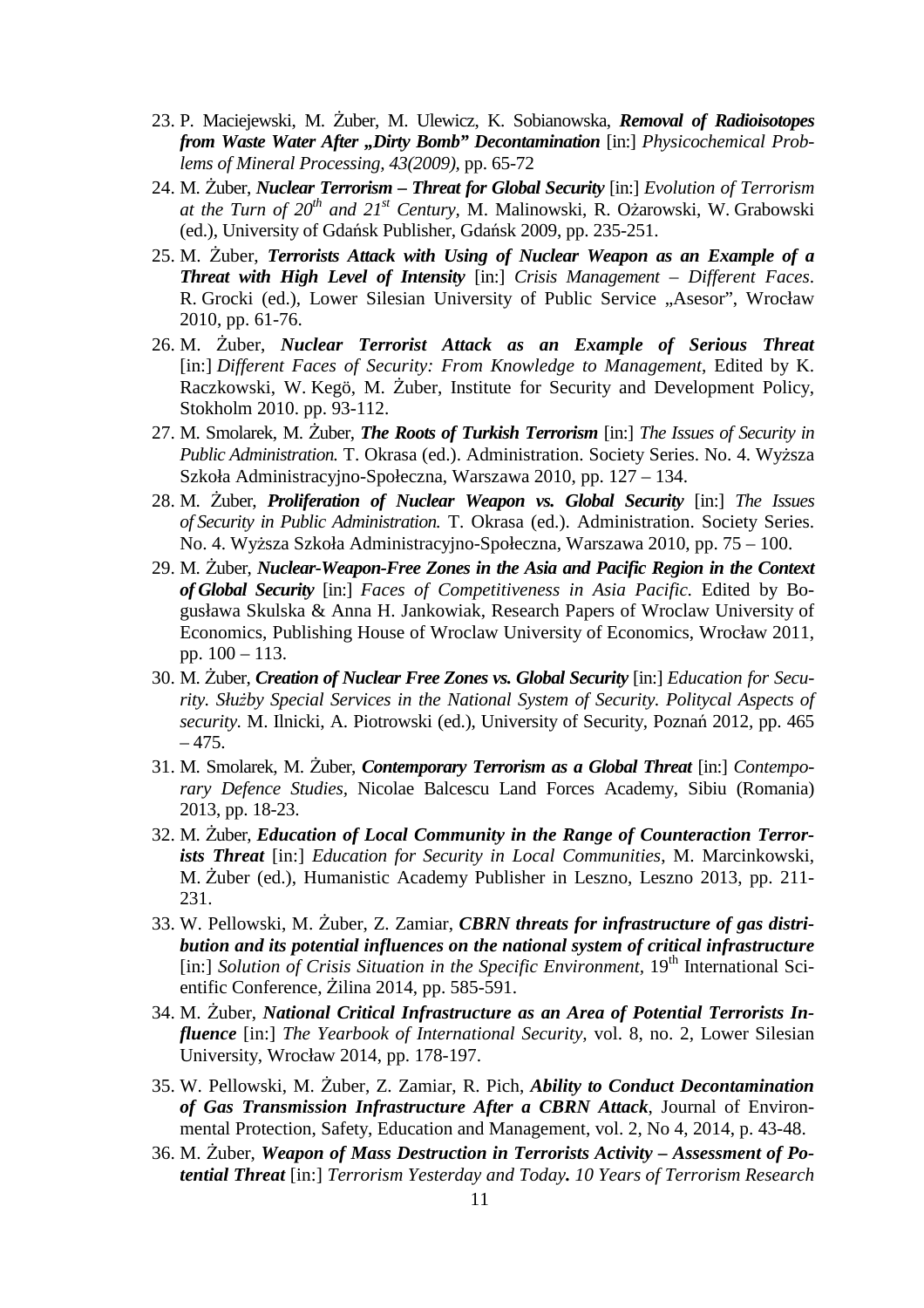23. P. Maciejewski, M. Żuber, M. Ulewicz, K. Sobianowska, ***Removal of Radioisotopes from Waste Water After „Dirty Bomb" Decontamination*** [in:] *Physicochemical Problems of Mineral Processing, 43(2009)*, pp. 65-72
24. M. Żuber, ***Nuclear Terrorism – Threat for Global Security*** [in:] *Evolution of Terrorism at the Turn of 20th and 21st Century*, M. Malinowski, R. Ożarowski, W. Grabowski (ed.), University of Gdańsk Publisher, Gdańsk 2009, pp. 235-251.
25. M. Żuber, ***Terrorists Attack with Using of Nuclear Weapon as an Example of a Threat with High Level of Intensity*** [in:] *Crisis Management – Different Faces*. R. Grocki (ed.), Lower Silesian University of Public Service „Asesor", Wrocław 2010, pp. 61-76.
26. M. Żuber, ***Nuclear Terrorist Attack as an Example of Serious Threat*** [in:] *Different Faces of Security: From Knowledge to Management*, Edited by K. Raczkowski, W. Kegö, M. Żuber, Institute for Security and Development Policy, Stokholm 2010. pp. 93-112.
27. M. Smolarek, M. Żuber, ***The Roots of Turkish Terrorism*** [in:] *The Issues of Security in Public Administration.* T. Okrasa (ed.). Administration. Society Series. No. 4. Wyższa Szkoła Administracyjno-Społeczna, Warszawa 2010, pp. 127 – 134.
28. M. Żuber, ***Proliferation of Nuclear Weapon vs. Global Security*** [in:] *The Issues of Security in Public Administration.* T. Okrasa (ed.). Administration. Society Series. No. 4. Wyższa Szkoła Administracyjno-Społeczna, Warszawa 2010, pp. 75 – 100.
29. M. Żuber, ***Nuclear-Weapon-Free Zones in the Asia and Pacific Region in the Context of Global Security*** [in:] *Faces of Competitiveness in Asia Pacific.* Edited by Bogusława Skulska & Anna H. Jankowiak, Research Papers of Wroclaw University of Economics, Publishing House of Wroclaw University of Economics, Wrocław 2011, pp. 100 – 113.
30. M. Żuber, ***Creation of Nuclear Free Zones vs. Global Security*** [in:] *Education for Security. Służby Special Services in the National System of Security. Politycal Aspects of security.* M. Ilnicki, A. Piotrowski (ed.), University of Security, Poznań 2012, pp. 465 – 475.
31. M. Smolarek, M. Żuber, ***Contemporary Terrorism as a Global Threat*** [in:] *Contemporary Defence Studies*, Nicolae Balcescu Land Forces Academy, Sibiu (Romania) 2013, pp. 18-23.
32. M. Żuber, ***Education of Local Community in the Range of Counteraction Terrorists Threat*** [in:] *Education for Security in Local Communities*, M. Marcinkowski, M. Żuber (ed.), Humanistic Academy Publisher in Leszno, Leszno 2013, pp. 211-231.
33. W. Pellowski, M. Żuber, Z. Zamiar, ***CBRN threats for infrastructure of gas distribution and its potential influences on the national system of critical infrastructure*** [in:] *Solution of Crisis Situation in the Specific Environment*, 19th International Scientific Conference, Żilina 2014, pp. 585-591.
34. M. Żuber, ***National Critical Infrastructure as an Area of Potential Terrorists Influence*** [in:] *The Yearbook of International Security*, vol. 8, no. 2, Lower Silesian University, Wrocław 2014, pp. 178-197.
35. W. Pellowski, M. Żuber, Z. Zamiar, R. Pich, ***Ability to Conduct Decontamination of Gas Transmission Infrastructure After a CBRN Attack***, Journal of Environmental Protection, Safety, Education and Management, vol. 2, No 4, 2014, p. 43-48.
36. M. Żuber, ***Weapon of Mass Destruction in Terrorists Activity – Assessment of Potential Threat*** [in:] *Terrorism Yesterday and Today**.** 10 Years of Terrorism Research*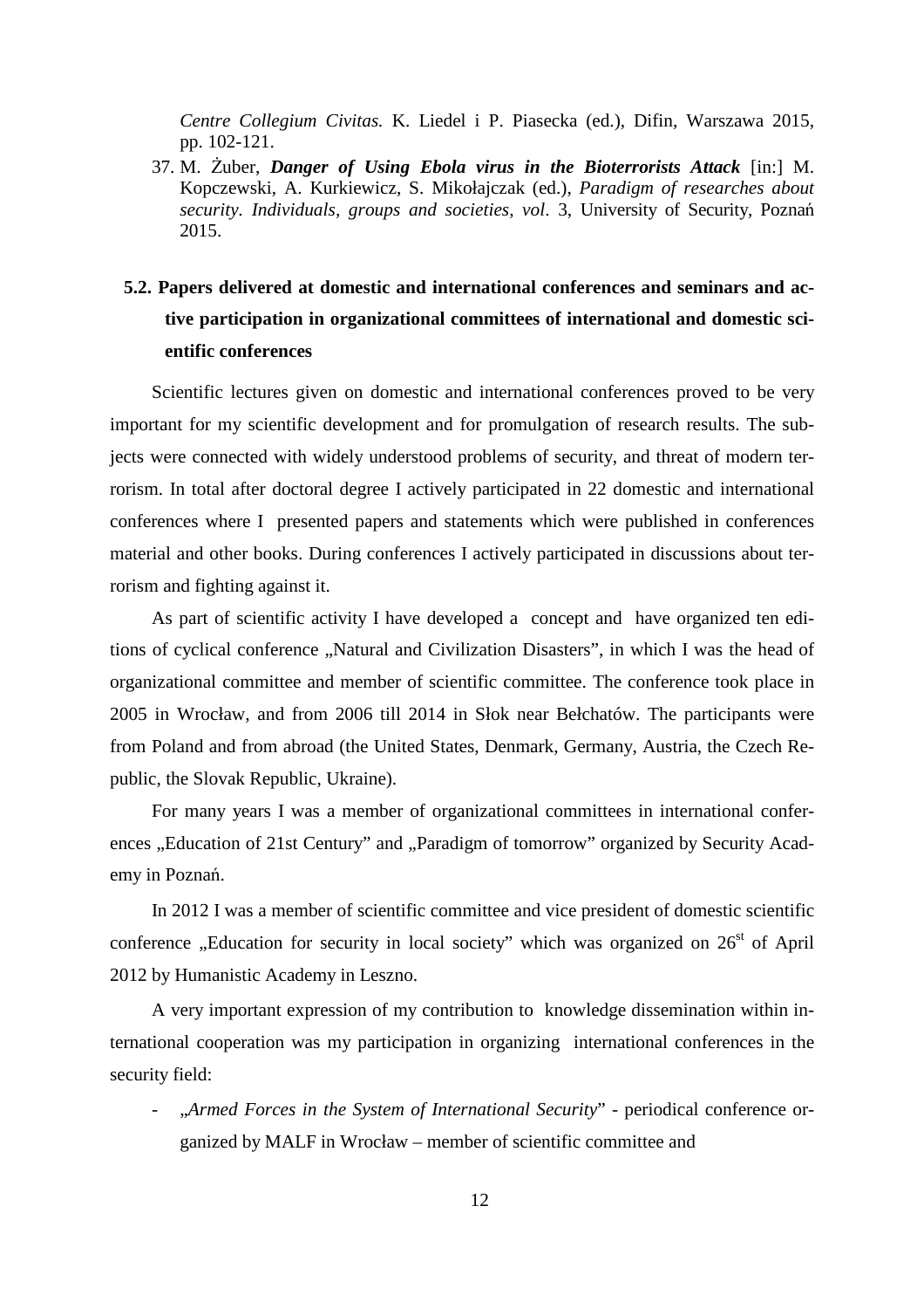*Centre Collegium Civitas.* K. Liedel i P. Piasecka (ed.), Difin, Warszawa 2015, pp. 102-121.

37. M. Żuber, ***Danger of Using Ebola virus in the Bioterrorists Attack*** [in:] M. Kopczewski, A. Kurkiewicz, S. Mikołajczak (ed.), *Paradigm of researches about security. Individuals, groups and societies, vol*. 3, University of Security, Poznań 2015.

## 5.2. Papers delivered at domestic and international conferences and seminars and active participation in organizational committees of international and domestic scientific conferences

Scientific lectures given on domestic and international conferences proved to be very important for my scientific development and for promulgation of research results. The subjects were connected with widely understood problems of security, and threat of modern terrorism. In total after doctoral degree I actively participated in 22 domestic and international conferences where I presented papers and statements which were published in conferences material and other books. During conferences I actively participated in discussions about terrorism and fighting against it.

As part of scientific activity I have developed a concept and have organized ten editions of cyclical conference „Natural and Civilization Disasters", in which I was the head of organizational committee and member of scientific committee. The conference took place in 2005 in Wrocław, and from 2006 till 2014 in Słok near Bełchatów. The participants were from Poland and from abroad (the United States, Denmark, Germany, Austria, the Czech Republic, the Slovak Republic, Ukraine).

For many years I was a member of organizational committees in international conferences „Education of 21st Century" and „Paradigm of tomorrow" organized by Security Academy in Poznań.

In 2012 I was a member of scientific committee and vice president of domestic scientific conference „Education for security in local society" which was organized on 26[st] of April 2012 by Humanistic Academy in Leszno.

A very important expression of my contribution to knowledge dissemination within international cooperation was my participation in organizing international conferences in the security field:

- *„Armed Forces in the System of International Security*" - periodical conference organized by MALF in Wrocław – member of scientific committee and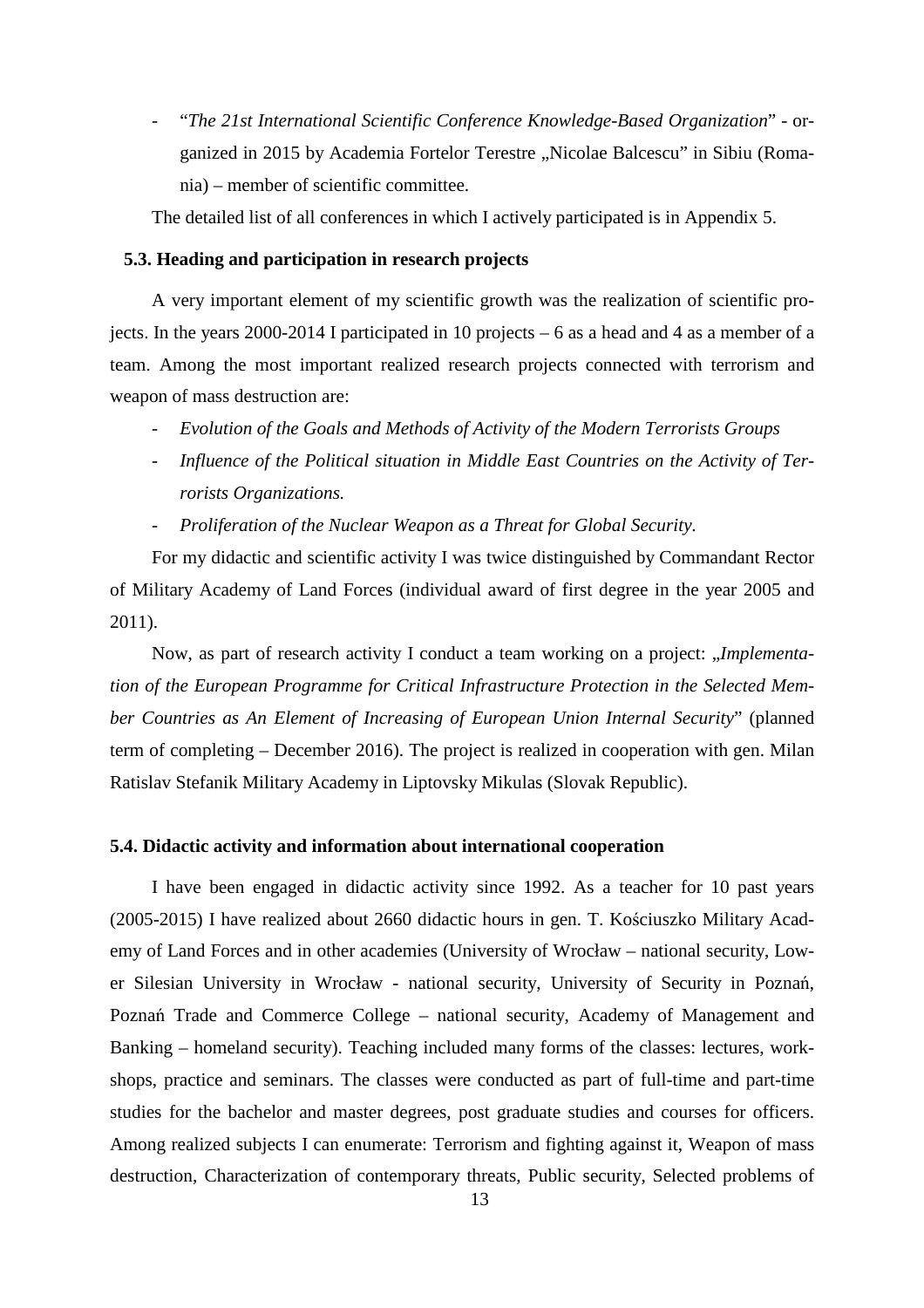- "*The 21st International Scientific Conference Knowledge-Based Organization*" - organized in 2015 by Academia Fortelor Terestre „Nicolae Balcescu" in Sibiu (Romania) – member of scientific committee.

The detailed list of all conferences in which I actively participated is in Appendix 5.

### 5.3. Heading and participation in research projects

A very important element of my scientific growth was the realization of scientific projects. In the years 2000-2014 I participated in 10 projects – 6 as a head and 4 as a member of a team. Among the most important realized research projects connected with terrorism and weapon of mass destruction are:

- *Evolution of the Goals and Methods of Activity of the Modern Terrorists Groups*
- *Influence of the Political situation in Middle East Countries on the Activity of Terrorists Organizations.*
- *Proliferation of the Nuclear Weapon as a Threat for Global Security.*

For my didactic and scientific activity I was twice distinguished by Commandant Rector of Military Academy of Land Forces (individual award of first degree in the year 2005 and 2011).

Now, as part of research activity I conduct a team working on a project: „*Implementation of the European Programme for Critical Infrastructure Protection in the Selected Member Countries as An Element of Increasing of European Union Internal Security*" (planned term of completing – December 2016). The project is realized in cooperation with gen. Milan Ratislav Stefanik Military Academy in Liptovsky Mikulas (Slovak Republic).

### 5.4. Didactic activity and information about international cooperation

I have been engaged in didactic activity since 1992. As a teacher for 10 past years (2005-2015) I have realized about 2660 didactic hours in gen. T. Kościuszko Military Academy of Land Forces and in other academies (University of Wrocław – national security, Lower Silesian University in Wrocław - national security, University of Security in Poznań, Poznań Trade and Commerce College – national security, Academy of Management and Banking – homeland security). Teaching included many forms of the classes: lectures, workshops, practice and seminars. The classes were conducted as part of full-time and part-time studies for the bachelor and master degrees, post graduate studies and courses for officers. Among realized subjects I can enumerate: Terrorism and fighting against it, Weapon of mass destruction, Characterization of contemporary threats, Public security, Selected problems of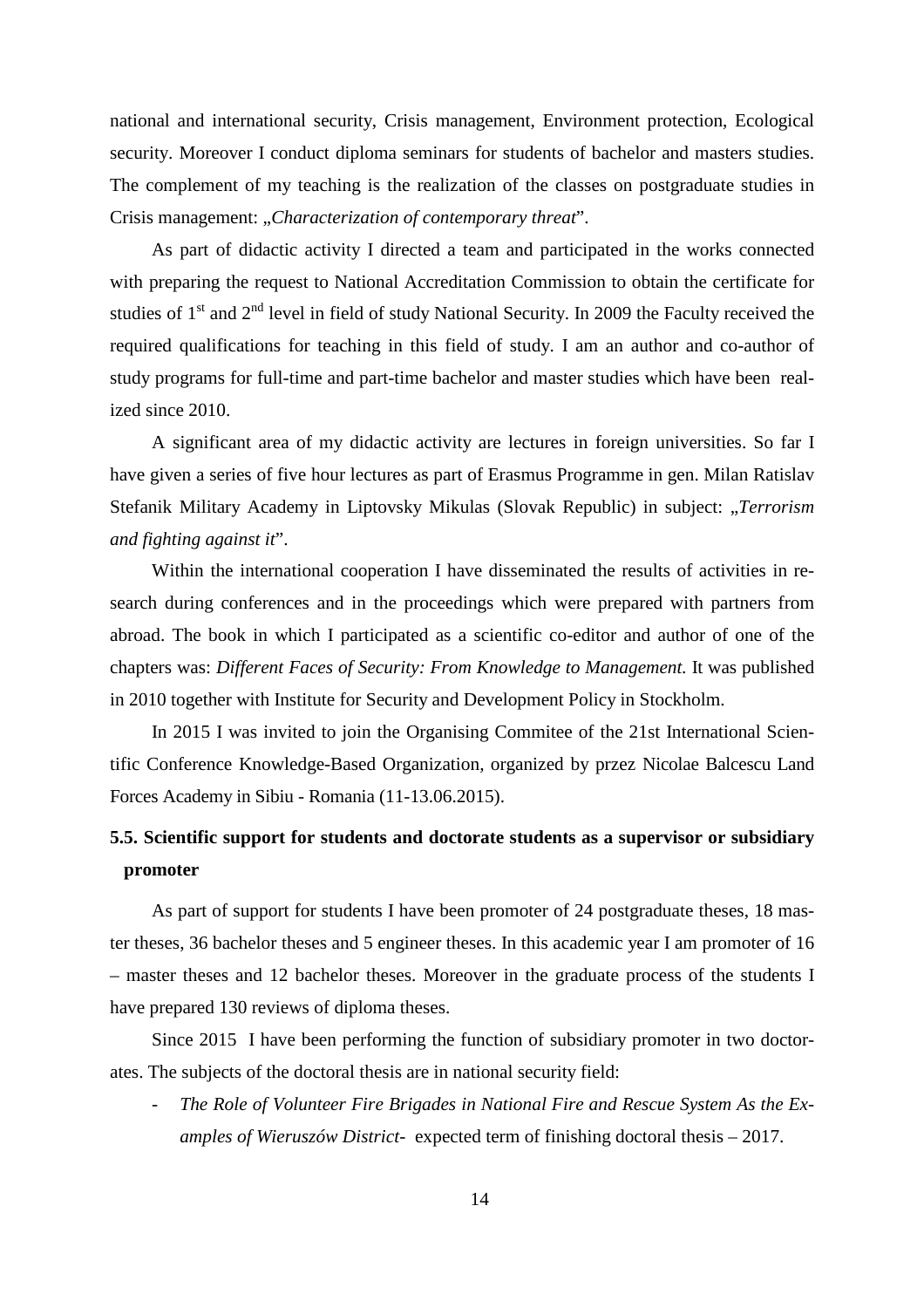national and international security, Crisis management, Environment protection, Ecological security. Moreover I conduct diploma seminars for students of bachelor and masters studies. The complement of my teaching is the realization of the classes on postgraduate studies in Crisis management: „*Characterization of contemporary threat*".

As part of didactic activity I directed a team and participated in the works connected with preparing the request to National Accreditation Commission to obtain the certificate for studies of 1st and 2nd level in field of study National Security. In 2009 the Faculty received the required qualifications for teaching in this field of study. I am an author and co-author of study programs for full-time and part-time bachelor and master studies which have been realized since 2010.

A significant area of my didactic activity are lectures in foreign universities. So far I have given a series of five hour lectures as part of Erasmus Programme in gen. Milan Ratislav Stefanik Military Academy in Liptovsky Mikulas (Slovak Republic) in subject: „*Terrorism and fighting against it*".

Within the international cooperation I have disseminated the results of activities in research during conferences and in the proceedings which were prepared with partners from abroad. The book in which I participated as a scientific co-editor and author of one of the chapters was: *Different Faces of Security: From Knowledge to Management.* It was published in 2010 together with Institute for Security and Development Policy in Stockholm.

In 2015 I was invited to join the Organising Commitee of the 21st International Scientific Conference Knowledge-Based Organization, organized by przez Nicolae Balcescu Land Forces Academy in Sibiu - Romania (11-13.06.2015).

### 5.5. Scientific support for students and doctorate students as a supervisor or subsidiary promoter

As part of support for students I have been promoter of 24 postgraduate theses, 18 master theses, 36 bachelor theses and 5 engineer theses. In this academic year I am promoter of 16 – master theses and 12 bachelor theses. Moreover in the graduate process of the students I have prepared 130 reviews of diploma theses.

Since 2015 I have been performing the function of subsidiary promoter in two doctorates. The subjects of the doctoral thesis are in national security field:

- *The Role of Volunteer Fire Brigades in National Fire and Rescue System As the Examples of Wieruszów District*- expected term of finishing doctoral thesis – 2017.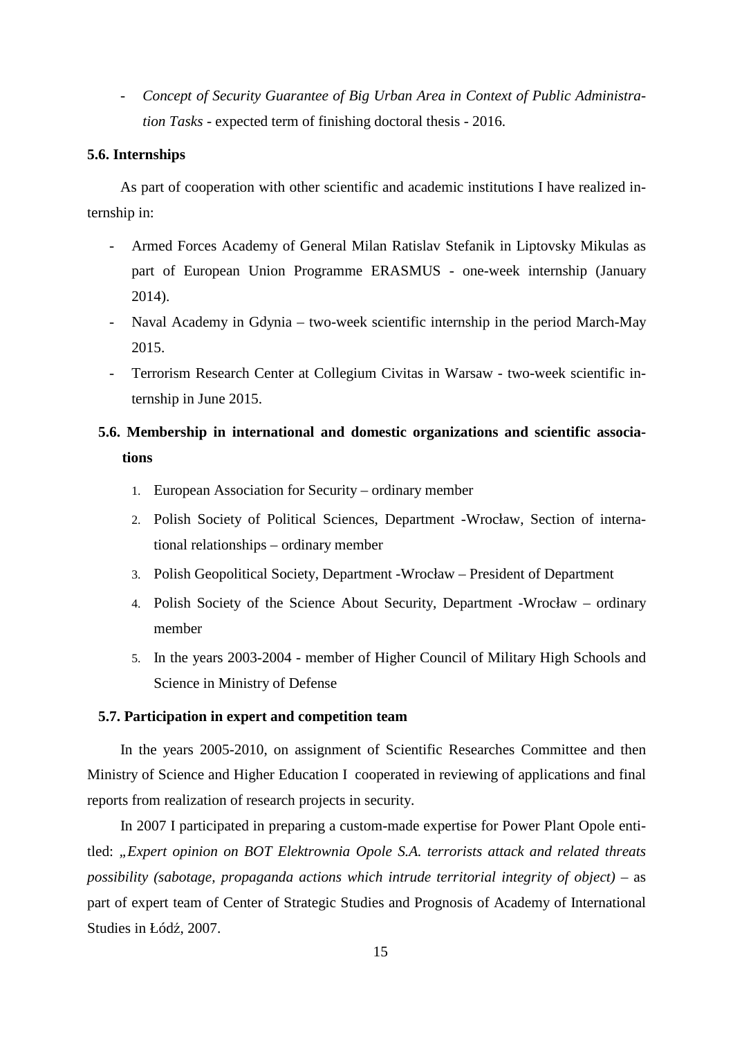- *Concept of Security Guarantee of Big Urban Area in Context of Public Administration Tasks* - expected term of finishing doctoral thesis - 2016.

### 5.6. Internships

As part of cooperation with other scientific and academic institutions I have realized internship in:

- Armed Forces Academy of General Milan Ratislav Stefanik in Liptovsky Mikulas as part of European Union Programme ERASMUS - one-week internship (January 2014).
- Naval Academy in Gdynia – two-week scientific internship in the period March-May 2015.
- Terrorism Research Center at Collegium Civitas in Warsaw - two-week scientific internship in June 2015.

### 5.6. Membership in international and domestic organizations and scientific associations

1. European Association for Security – ordinary member
2. Polish Society of Political Sciences, Department -Wrocław, Section of international relationships – ordinary member
3. Polish Geopolitical Society, Department -Wrocław – President of Department
4. Polish Society of the Science About Security, Department -Wrocław – ordinary member
5. In the years 2003-2004 - member of Higher Council of Military High Schools and Science in Ministry of Defense

### 5.7. Participation in expert and competition team

In the years 2005-2010, on assignment of Scientific Researches Committee and then Ministry of Science and Higher Education I cooperated in reviewing of applications and final reports from realization of research projects in security.

In 2007 I participated in preparing a custom-made expertise for Power Plant Opole entitled: „*Expert opinion on BOT Elektrownia Opole S.A. terrorists attack and related threats possibility (sabotage, propaganda actions which intrude territorial integrity of object)* – as part of expert team of Center of Strategic Studies and Prognosis of Academy of International Studies in Łódź, 2007.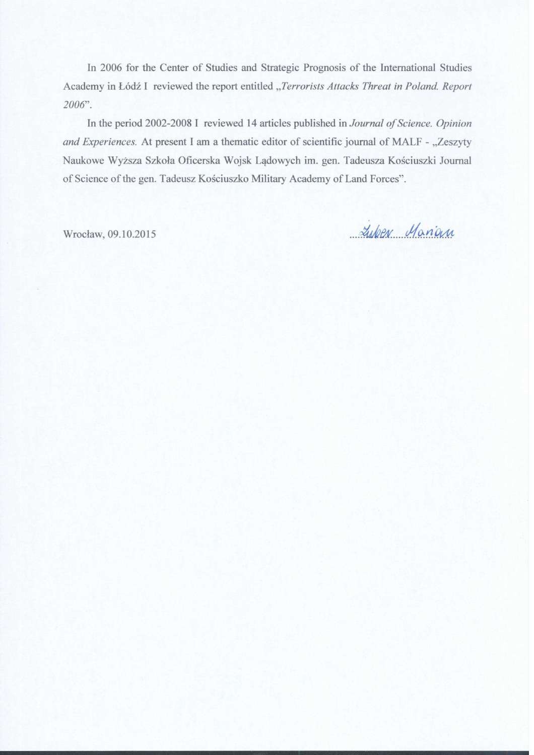In 2006 for the Center of Studies and Strategic Prognosis of the International Studies Academy in Łódź I reviewed the report entitled „*Terrorists Attacks Threat in Poland. Report 2006*".

In the period 2002-2008 I reviewed 14 articles published in *Journal of Science. Opinion and Experiences.* At present I am a thematic editor of scientific journal of MALF - „Zeszyty Naukowe Wyższa Szkoła Oficerska Wojsk Lądowych im. gen. Tadeusza Kościuszki Journal of Science of the gen. Tadeusz Kościuszko Military Academy of Land Forces".

Wrocław, 09.10.2015 ........Żuber Marian........